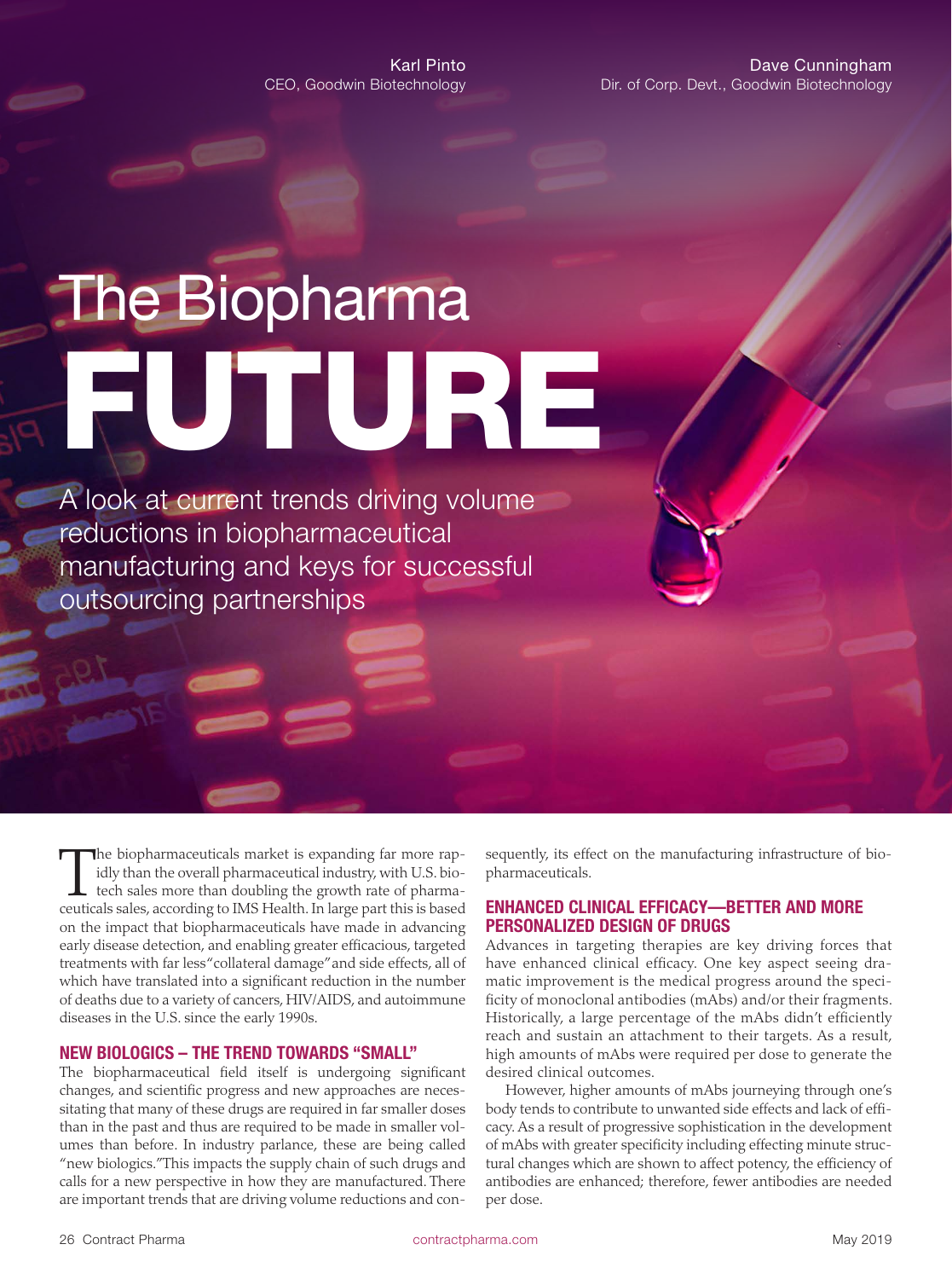Karl Pinto
CEO, Goodwin Biotechnology

Dave Cunningham
Dir. of Corp. Devt., Goodwin Biotechnology

# The Biopharma FUTURE

A look at current trends driving volume reductions in biopharmaceutical manufacturing and keys for successful outsourcing partnerships

The biopharmaceuticals market is expanding far more rapidly than the overall pharmaceutical industry, with U.S. biotech sales more than doubling the growth rate of pharmaceuticals sales, according to IMS Health. In large part this is based on the impact that biopharmaceuticals have made in advancing early disease detection, and enabling greater efficacious, targeted treatments with far less "collateral damage" and side effects, all of which have translated into a significant reduction in the number of deaths due to a variety of cancers, HIV/AIDS, and autoimmune diseases in the U.S. since the early 1990s.

## NEW BIOLOGICS – THE TREND TOWARDS "SMALL"

The biopharmaceutical field itself is undergoing significant changes, and scientific progress and new approaches are necessitating that many of these drugs are required in far smaller doses than in the past and thus are required to be made in smaller volumes than before. In industry parlance, these are being called "new biologics." This impacts the supply chain of such drugs and calls for a new perspective in how they are manufactured. There are important trends that are driving volume reductions and consequently, its effect on the manufacturing infrastructure of biopharmaceuticals.

## ENHANCED CLINICAL EFFICACY—BETTER AND MORE PERSONALIZED DESIGN OF DRUGS

Advances in targeting therapies are key driving forces that have enhanced clinical efficacy. One key aspect seeing dramatic improvement is the medical progress around the specificity of monoclonal antibodies (mAbs) and/or their fragments. Historically, a large percentage of the mAbs didn't efficiently reach and sustain an attachment to their targets. As a result, high amounts of mAbs were required per dose to generate the desired clinical outcomes.

However, higher amounts of mAbs journeying through one's body tends to contribute to unwanted side effects and lack of efficacy. As a result of progressive sophistication in the development of mAbs with greater specificity including effecting minute structural changes which are shown to affect potency, the efficiency of antibodies are enhanced; therefore, fewer antibodies are needed per dose.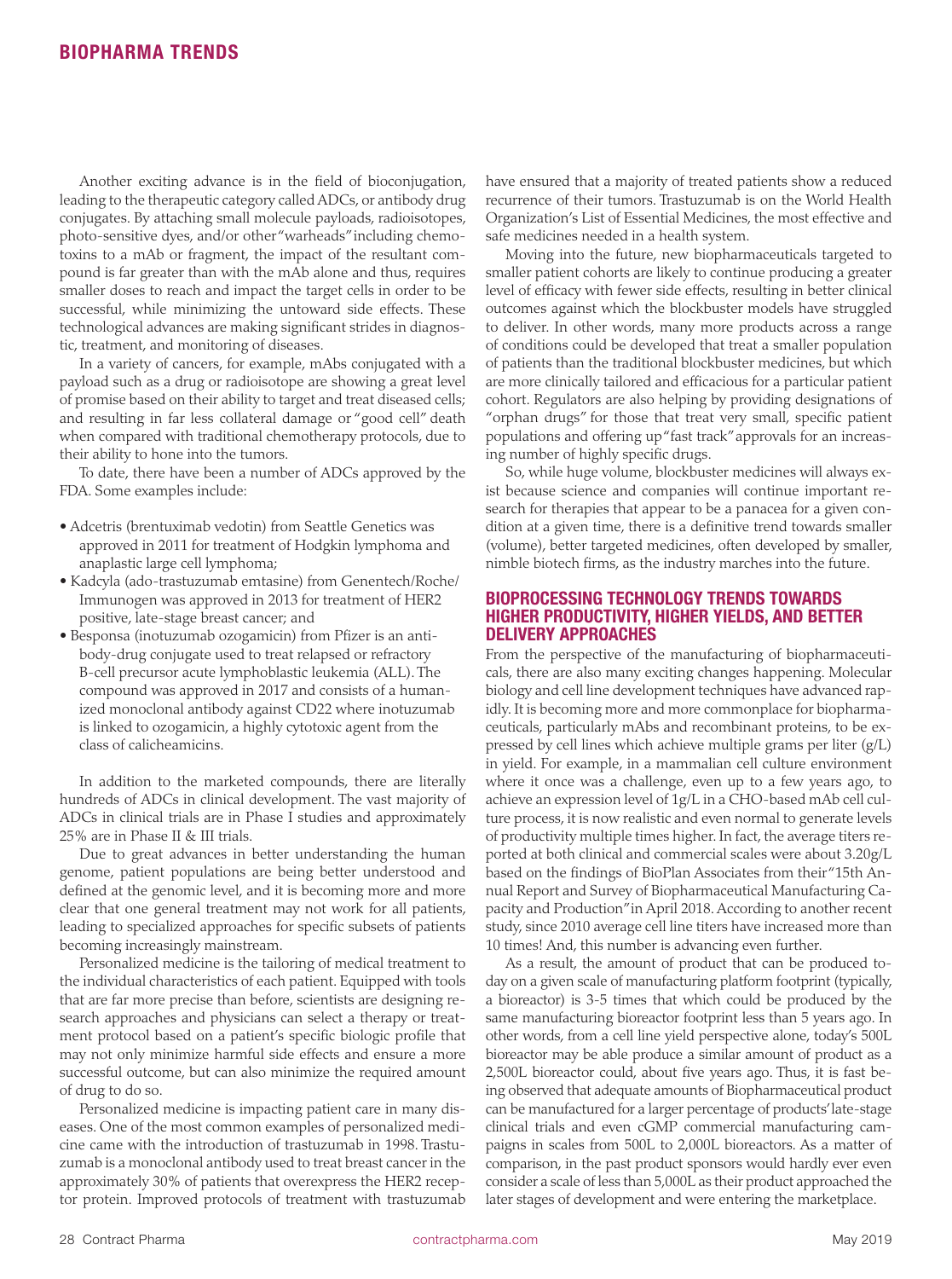Another exciting advance is in the field of bioconjugation, leading to the therapeutic category called ADCs, or antibody drug conjugates. By attaching small molecule payloads, radioisotopes, photo-sensitive dyes, and/or other "warheads" including chemotoxins to a mAb or fragment, the impact of the resultant compound is far greater than with the mAb alone and thus, requires smaller doses to reach and impact the target cells in order to be successful, while minimizing the untoward side effects. These technological advances are making significant strides in diagnostic, treatment, and monitoring of diseases.

In a variety of cancers, for example, mAbs conjugated with a payload such as a drug or radioisotope are showing a great level of promise based on their ability to target and treat diseased cells; and resulting in far less collateral damage or "good cell" death when compared with traditional chemotherapy protocols, due to their ability to hone into the tumors.

To date, there have been a number of ADCs approved by the FDA. Some examples include:

- Adcetris (brentuximab vedotin) from Seattle Genetics was approved in 2011 for treatment of Hodgkin lymphoma and anaplastic large cell lymphoma;
- Kadcyla (ado-trastuzumab emtasine) from Genentech/Roche/Immunogen was approved in 2013 for treatment of HER2 positive, late-stage breast cancer; and
- Besponsa (inotuzumab ozogamicin) from Pfizer is an antibody-drug conjugate used to treat relapsed or refractory B-cell precursor acute lymphoblastic leukemia (ALL). The compound was approved in 2017 and consists of a humanized monoclonal antibody against CD22 where inotuzumab is linked to ozogamicin, a highly cytotoxic agent from the class of calicheamicins.

In addition to the marketed compounds, there are literally hundreds of ADCs in clinical development. The vast majority of ADCs in clinical trials are in Phase I studies and approximately 25% are in Phase II & III trials.

Due to great advances in better understanding the human genome, patient populations are being better understood and defined at the genomic level, and it is becoming more and more clear that one general treatment may not work for all patients, leading to specialized approaches for specific subsets of patients becoming increasingly mainstream.

Personalized medicine is the tailoring of medical treatment to the individual characteristics of each patient. Equipped with tools that are far more precise than before, scientists are designing research approaches and physicians can select a therapy or treatment protocol based on a patient's specific biologic profile that may not only minimize harmful side effects and ensure a more successful outcome, but can also minimize the required amount of drug to do so.

Personalized medicine is impacting patient care in many diseases. One of the most common examples of personalized medicine came with the introduction of trastuzumab in 1998. Trastuzumab is a monoclonal antibody used to treat breast cancer in the approximately 30% of patients that overexpress the HER2 receptor protein. Improved protocols of treatment with trastuzumab have ensured that a majority of treated patients show a reduced recurrence of their tumors. Trastuzumab is on the World Health Organization's List of Essential Medicines, the most effective and safe medicines needed in a health system.

Moving into the future, new biopharmaceuticals targeted to smaller patient cohorts are likely to continue producing a greater level of efficacy with fewer side effects, resulting in better clinical outcomes against which the blockbuster models have struggled to deliver. In other words, many more products across a range of conditions could be developed that treat a smaller population of patients than the traditional blockbuster medicines, but which are more clinically tailored and efficacious for a particular patient cohort. Regulators are also helping by providing designations of "orphan drugs" for those that treat very small, specific patient populations and offering up "fast track" approvals for an increasing number of highly specific drugs.

So, while huge volume, blockbuster medicines will always exist because science and companies will continue important research for therapies that appear to be a panacea for a given condition at a given time, there is a definitive trend towards smaller (volume), better targeted medicines, often developed by smaller, nimble biotech firms, as the industry marches into the future.

## BIOPROCESSING TECHNOLOGY TRENDS TOWARDS HIGHER PRODUCTIVITY, HIGHER YIELDS, AND BETTER DELIVERY APPROACHES

From the perspective of the manufacturing of biopharmaceuticals, there are also many exciting changes happening. Molecular biology and cell line development techniques have advanced rapidly. It is becoming more and more commonplace for biopharmaceuticals, particularly mAbs and recombinant proteins, to be expressed by cell lines which achieve multiple grams per liter (g/L) in yield. For example, in a mammalian cell culture environment where it once was a challenge, even up to a few years ago, to achieve an expression level of 1g/L in a CHO-based mAb cell culture process, it is now realistic and even normal to generate levels of productivity multiple times higher. In fact, the average titers reported at both clinical and commercial scales were about 3.20g/L based on the findings of BioPlan Associates from their "15th Annual Report and Survey of Biopharmaceutical Manufacturing Capacity and Production" in April 2018. According to another recent study, since 2010 average cell line titers have increased more than 10 times! And, this number is advancing even further.

As a result, the amount of product that can be produced today on a given scale of manufacturing platform footprint (typically, a bioreactor) is 3-5 times that which could be produced by the same manufacturing bioreactor footprint less than 5 years ago. In other words, from a cell line yield perspective alone, today's 500L bioreactor may be able produce a similar amount of product as a 2,500L bioreactor could, about five years ago. Thus, it is fast being observed that adequate amounts of Biopharmaceutical product can be manufactured for a larger percentage of products' late-stage clinical trials and even cGMP commercial manufacturing campaigns in scales from 500L to 2,000L bioreactors. As a matter of comparison, in the past product sponsors would hardly ever even consider a scale of less than 5,000L as their product approached the later stages of development and were entering the marketplace.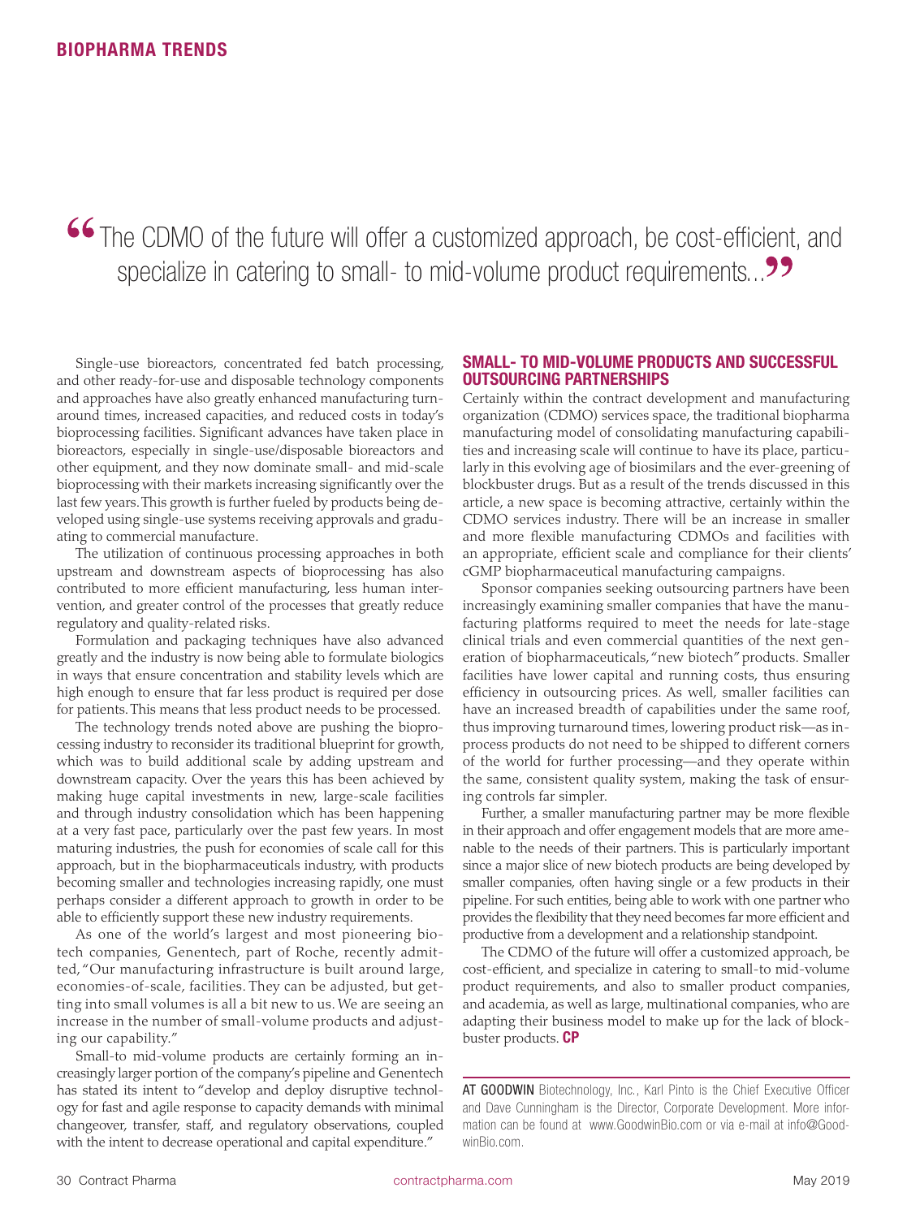> "The CDMO of the future will offer a customized approach, be cost-efficient, and specialize in catering to small- to mid-volume product requirements..."

Single-use bioreactors, concentrated fed batch processing, and other ready-for-use and disposable technology components and approaches have also greatly enhanced manufacturing turnaround times, increased capacities, and reduced costs in today's bioprocessing facilities. Significant advances have taken place in bioreactors, especially in single-use/disposable bioreactors and other equipment, and they now dominate small- and mid-scale bioprocessing with their markets increasing significantly over the last few years. This growth is further fueled by products being developed using single-use systems receiving approvals and graduating to commercial manufacture.

The utilization of continuous processing approaches in both upstream and downstream aspects of bioprocessing has also contributed to more efficient manufacturing, less human intervention, and greater control of the processes that greatly reduce regulatory and quality-related risks.

Formulation and packaging techniques have also advanced greatly and the industry is now being able to formulate biologics in ways that ensure concentration and stability levels which are high enough to ensure that far less product is required per dose for patients. This means that less product needs to be processed.

The technology trends noted above are pushing the bioprocessing industry to reconsider its traditional blueprint for growth, which was to build additional scale by adding upstream and downstream capacity. Over the years this has been achieved by making huge capital investments in new, large-scale facilities and through industry consolidation which has been happening at a very fast pace, particularly over the past few years. In most maturing industries, the push for economies of scale call for this approach, but in the biopharmaceuticals industry, with products becoming smaller and technologies increasing rapidly, one must perhaps consider a different approach to growth in order to be able to efficiently support these new industry requirements.

As one of the world's largest and most pioneering biotech companies, Genentech, part of Roche, recently admitted, "Our manufacturing infrastructure is built around large, economies-of-scale, facilities. They can be adjusted, but getting into small volumes is all a bit new to us. We are seeing an increase in the number of small-volume products and adjusting our capability."

Small-to mid-volume products are certainly forming an increasingly larger portion of the company's pipeline and Genentech has stated its intent to "develop and deploy disruptive technology for fast and agile response to capacity demands with minimal changeover, transfer, staff, and regulatory observations, coupled with the intent to decrease operational and capital expenditure."

## SMALL- TO MID-VOLUME PRODUCTS AND SUCCESSFUL OUTSOURCING PARTNERSHIPS

Certainly within the contract development and manufacturing organization (CDMO) services space, the traditional biopharma manufacturing model of consolidating manufacturing capabilities and increasing scale will continue to have its place, particularly in this evolving age of biosimilars and the ever-greening of blockbuster drugs. But as a result of the trends discussed in this article, a new space is becoming attractive, certainly within the CDMO services industry. There will be an increase in smaller and more flexible manufacturing CDMOs and facilities with an appropriate, efficient scale and compliance for their clients' cGMP biopharmaceutical manufacturing campaigns.

Sponsor companies seeking outsourcing partners have been increasingly examining smaller companies that have the manufacturing platforms required to meet the needs for late-stage clinical trials and even commercial quantities of the next generation of biopharmaceuticals, "new biotech" products. Smaller facilities have lower capital and running costs, thus ensuring efficiency in outsourcing prices. As well, smaller facilities can have an increased breadth of capabilities under the same roof, thus improving turnaround times, lowering product risk—as in-process products do not need to be shipped to different corners of the world for further processing—and they operate within the same, consistent quality system, making the task of ensuring controls far simpler.

Further, a smaller manufacturing partner may be more flexible in their approach and offer engagement models that are more amenable to the needs of their partners. This is particularly important since a major slice of new biotech products are being developed by smaller companies, often having single or a few products in their pipeline. For such entities, being able to work with one partner who provides the flexibility that they need becomes far more efficient and productive from a development and a relationship standpoint.

The CDMO of the future will offer a customized approach, be cost-efficient, and specialize in catering to small-to mid-volume product requirements, and also to smaller product companies, and academia, as well as large, multinational companies, who are adapting their business model to make up for the lack of blockbuster products. **CP**

---

AT GOODWIN Biotechnology, Inc., Karl Pinto is the Chief Executive Officer and Dave Cunningham is the Director, Corporate Development. More information can be found at www.GoodwinBio.com or via e-mail at info@GoodwinBio.com.